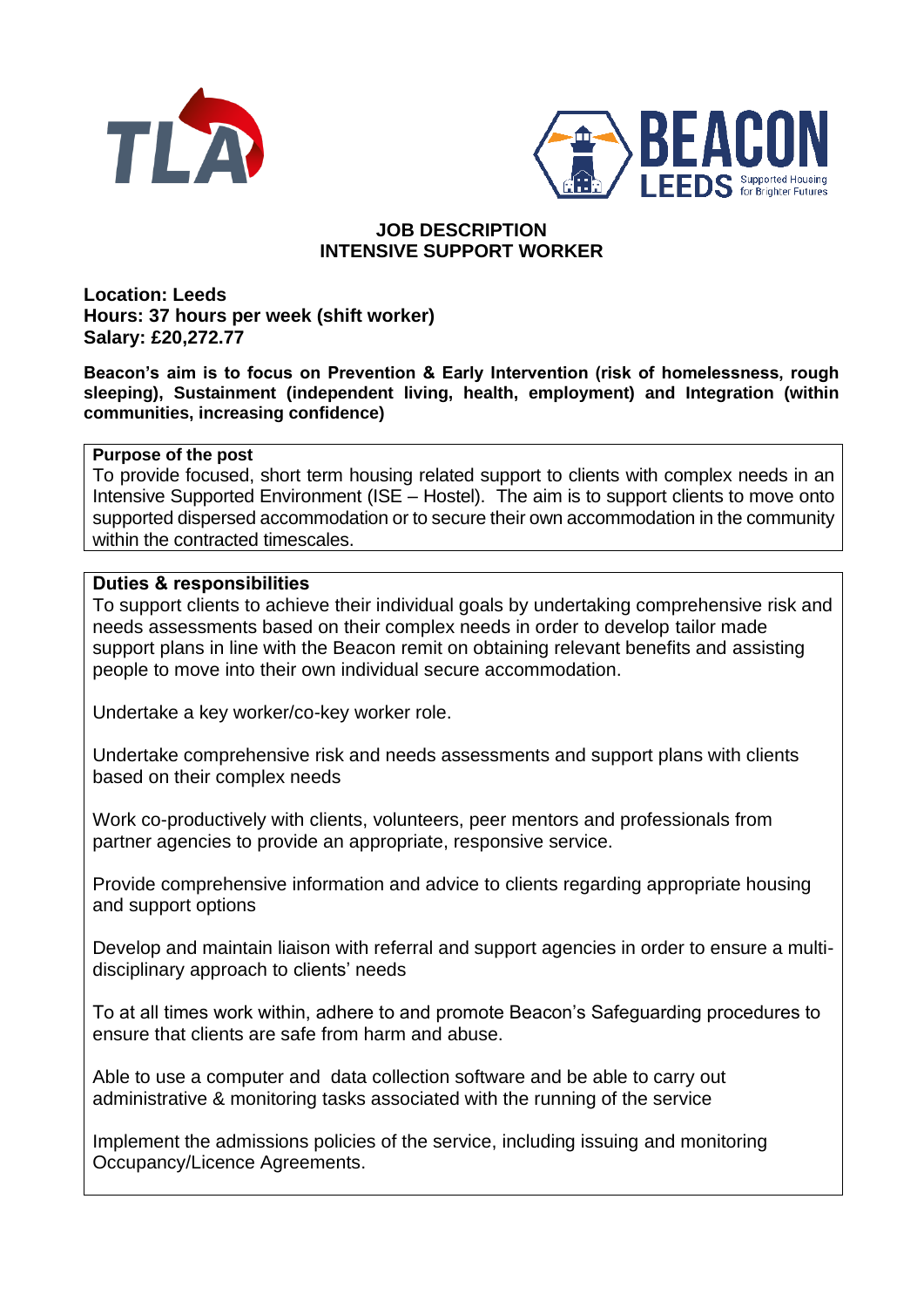# JOB DESCRIPTION
# INTENSIVE SUPPORT WORKER

**Location: Leeds**
**Hours: 37 hours per week (shift worker)**
**Salary: £20,272.77**

**Beacon's aim is to focus on Prevention & Early Intervention (risk of homelessness, rough sleeping), Sustainment (independent living, health, employment) and Integration (within communities, increasing confidence)**

**Purpose of the post**

To provide focused, short term housing related support to clients with complex needs in an Intensive Supported Environment (ISE – Hostel). The aim is to support clients to move onto supported dispersed accommodation or to secure their own accommodation in the community within the contracted timescales.

**Duties & responsibilities**

To support clients to achieve their individual goals by undertaking comprehensive risk and needs assessments based on their complex needs in order to develop tailor made support plans in line with the Beacon remit on obtaining relevant benefits and assisting people to move into their own individual secure accommodation.

Undertake a key worker/co-key worker role.

Undertake comprehensive risk and needs assessments and support plans with clients based on their complex needs

Work co-productively with clients, volunteers, peer mentors and professionals from partner agencies to provide an appropriate, responsive service.

Provide comprehensive information and advice to clients regarding appropriate housing and support options

Develop and maintain liaison with referral and support agencies in order to ensure a multi-disciplinary approach to clients' needs

To at all times work within, adhere to and promote Beacon's Safeguarding procedures to ensure that clients are safe from harm and abuse.

Able to use a computer and data collection software and be able to carry out administrative & monitoring tasks associated with the running of the service

Implement the admissions policies of the service, including issuing and monitoring Occupancy/Licence Agreements.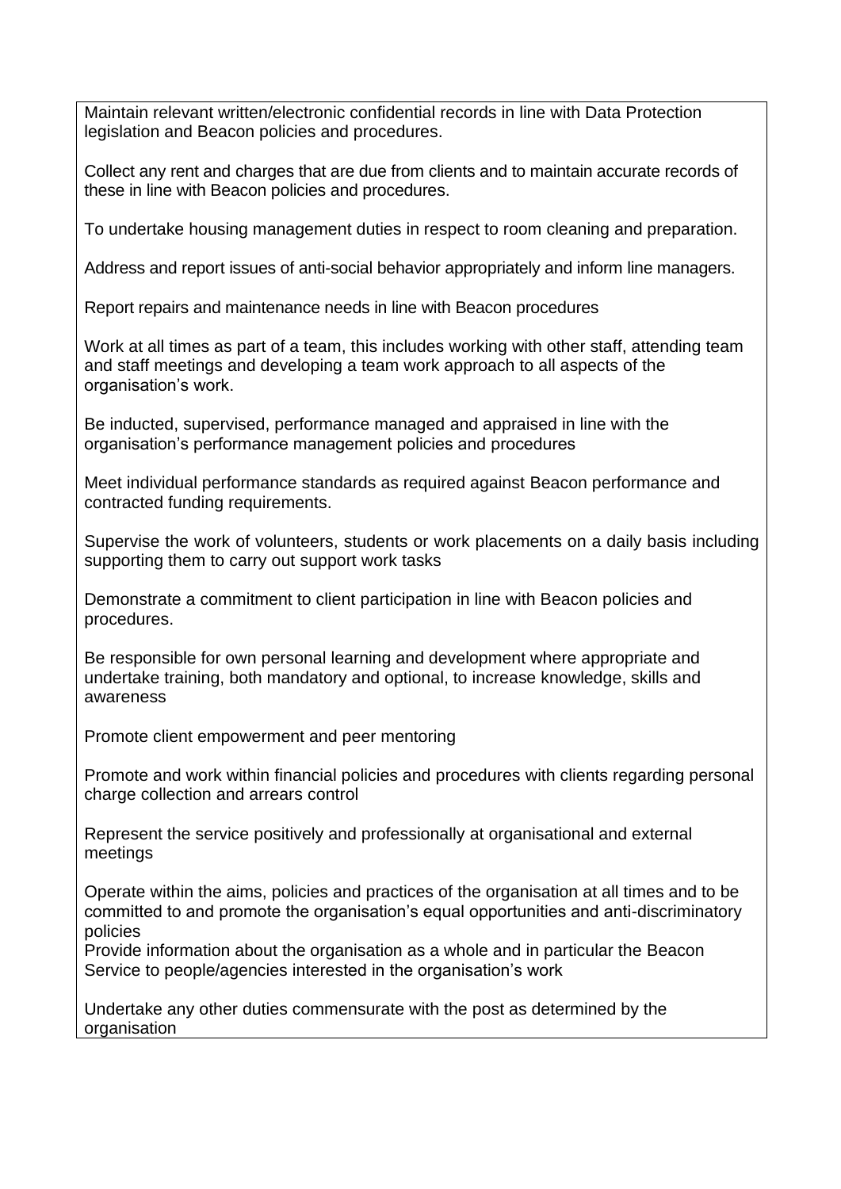Maintain relevant written/electronic confidential records in line with Data Protection legislation and Beacon policies and procedures.

Collect any rent and charges that are due from clients and to maintain accurate records of these in line with Beacon policies and procedures.

To undertake housing management duties in respect to room cleaning and preparation.

Address and report issues of anti-social behavior appropriately and inform line managers.

Report repairs and maintenance needs in line with Beacon procedures

Work at all times as part of a team, this includes working with other staff, attending team and staff meetings and developing a team work approach to all aspects of the organisation's work.

Be inducted, supervised, performance managed and appraised in line with the organisation's performance management policies and procedures

Meet individual performance standards as required against Beacon performance and contracted funding requirements.

Supervise the work of volunteers, students or work placements on a daily basis including supporting them to carry out support work tasks

Demonstrate a commitment to client participation in line with Beacon policies and procedures.

Be responsible for own personal learning and development where appropriate and undertake training, both mandatory and optional, to increase knowledge, skills and awareness

Promote client empowerment and peer mentoring

Promote and work within financial policies and procedures with clients regarding personal charge collection and arrears control

Represent the service positively and professionally at organisational and external meetings

Operate within the aims, policies and practices of the organisation at all times and to be committed to and promote the organisation's equal opportunities and anti-discriminatory policies
Provide information about the organisation as a whole and in particular the Beacon Service to people/agencies interested in the organisation's work

Undertake any other duties commensurate with the post as determined by the organisation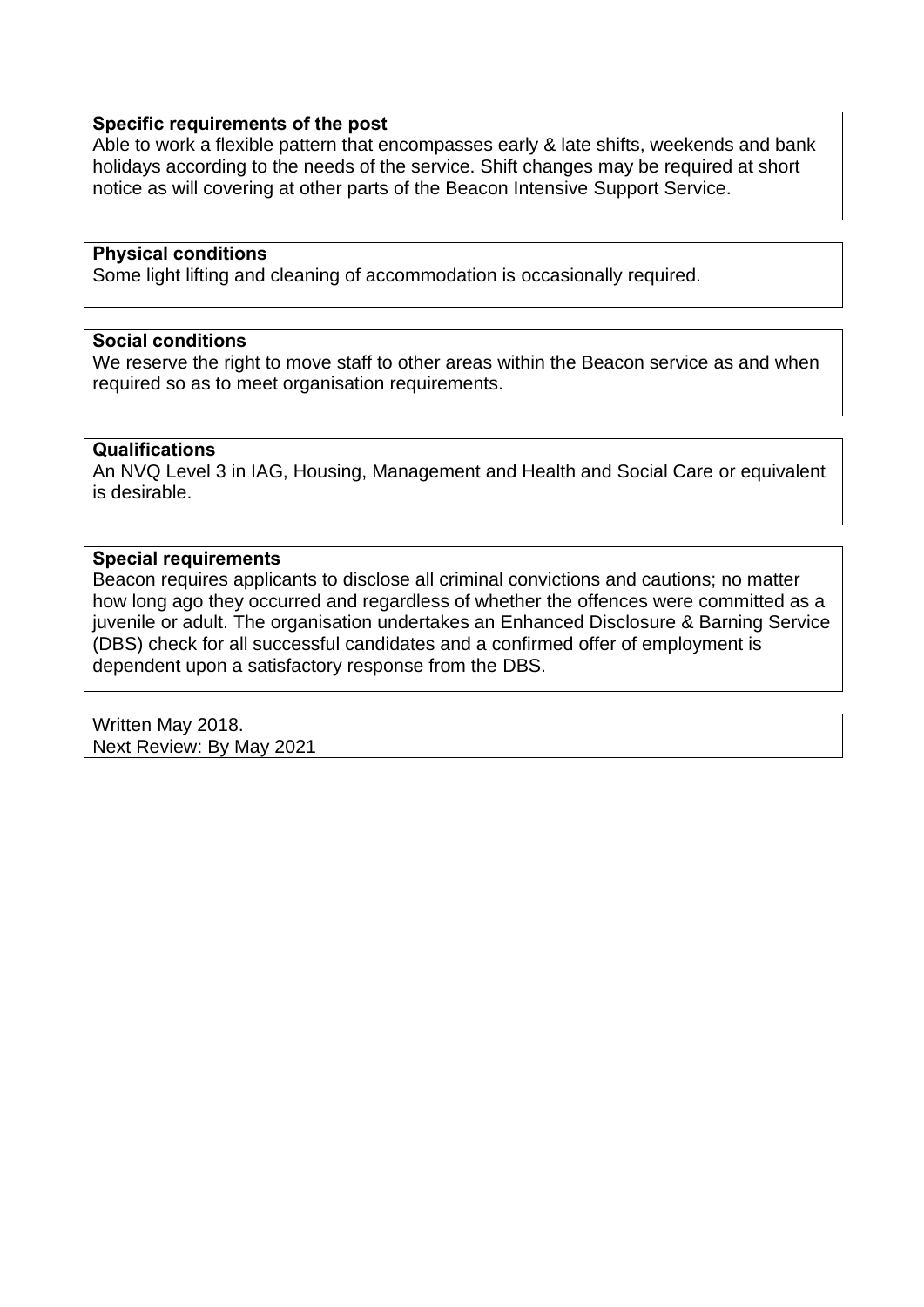**Specific requirements of the post**

Able to work a flexible pattern that encompasses early & late shifts, weekends and bank holidays according to the needs of the service. Shift changes may be required at short notice as will covering at other parts of the Beacon Intensive Support Service.

**Physical conditions**

Some light lifting and cleaning of accommodation is occasionally required.

**Social conditions**

We reserve the right to move staff to other areas within the Beacon service as and when required so as to meet organisation requirements.

**Qualifications**

An NVQ Level 3 in IAG, Housing, Management and Health and Social Care or equivalent is desirable.

**Special requirements**

Beacon requires applicants to disclose all criminal convictions and cautions; no matter how long ago they occurred and regardless of whether the offences were committed as a juvenile or adult. The organisation undertakes an Enhanced Disclosure & Barning Service (DBS) check for all successful candidates and a confirmed offer of employment is dependent upon a satisfactory response from the DBS.

Written May 2018.
Next Review: By May 2021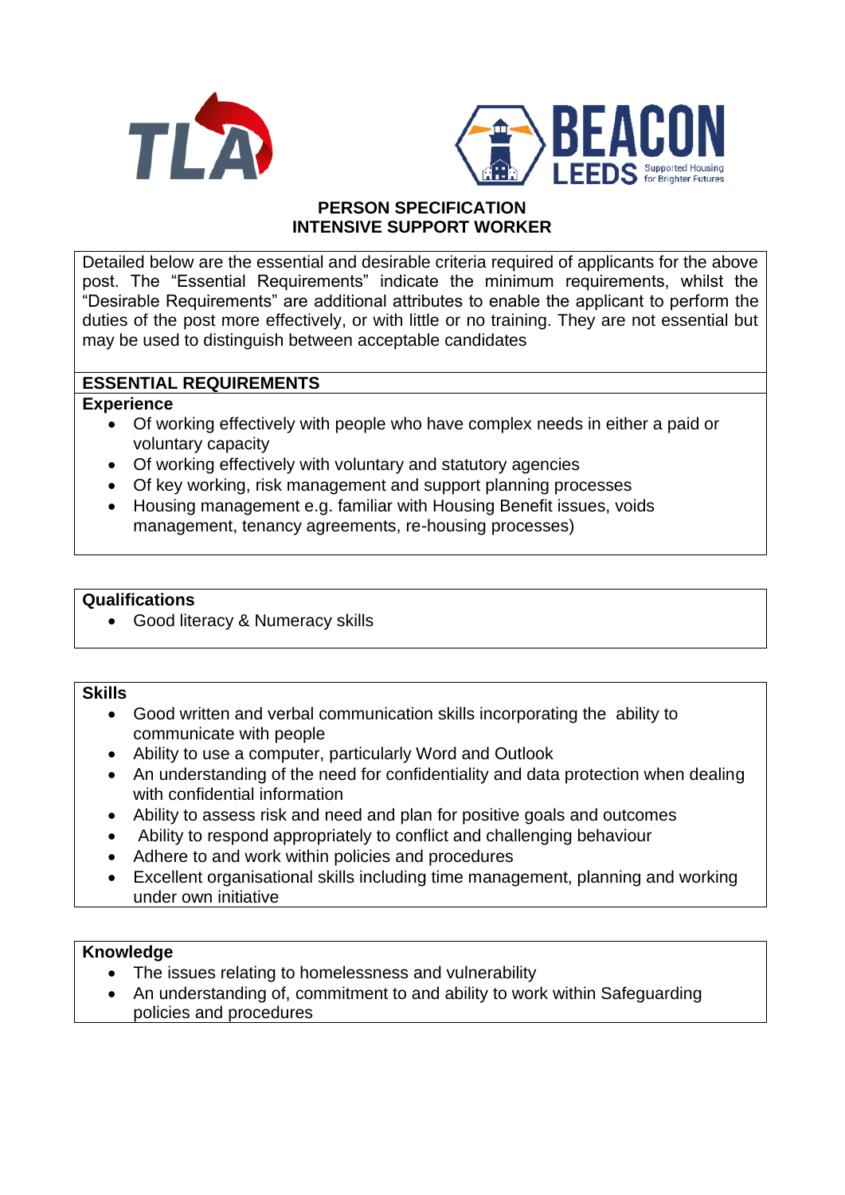# PERSON SPECIFICATION
# INTENSIVE SUPPORT WORKER

Detailed below are the essential and desirable criteria required of applicants for the above post. The "Essential Requirements" indicate the minimum requirements, whilst the "Desirable Requirements" are additional attributes to enable the applicant to perform the duties of the post more effectively, or with little or no training. They are not essential but may be used to distinguish between acceptable candidates

## ESSENTIAL REQUIREMENTS

### Experience

- Of working effectively with people who have complex needs in either a paid or voluntary capacity
- Of working effectively with voluntary and statutory agencies
- Of key working, risk management and support planning processes
- Housing management e.g. familiar with Housing Benefit issues, voids management, tenancy agreements, re-housing processes)

### Qualifications

- Good literacy & Numeracy skills

### Skills

- Good written and verbal communication skills incorporating the ability to communicate with people
- Ability to use a computer, particularly Word and Outlook
- An understanding of the need for confidentiality and data protection when dealing with confidential information
- Ability to assess risk and need and plan for positive goals and outcomes
- Ability to respond appropriately to conflict and challenging behaviour
- Adhere to and work within policies and procedures
- Excellent organisational skills including time management, planning and working under own initiative

### Knowledge

- The issues relating to homelessness and vulnerability
- An understanding of, commitment to and ability to work within Safeguarding policies and procedures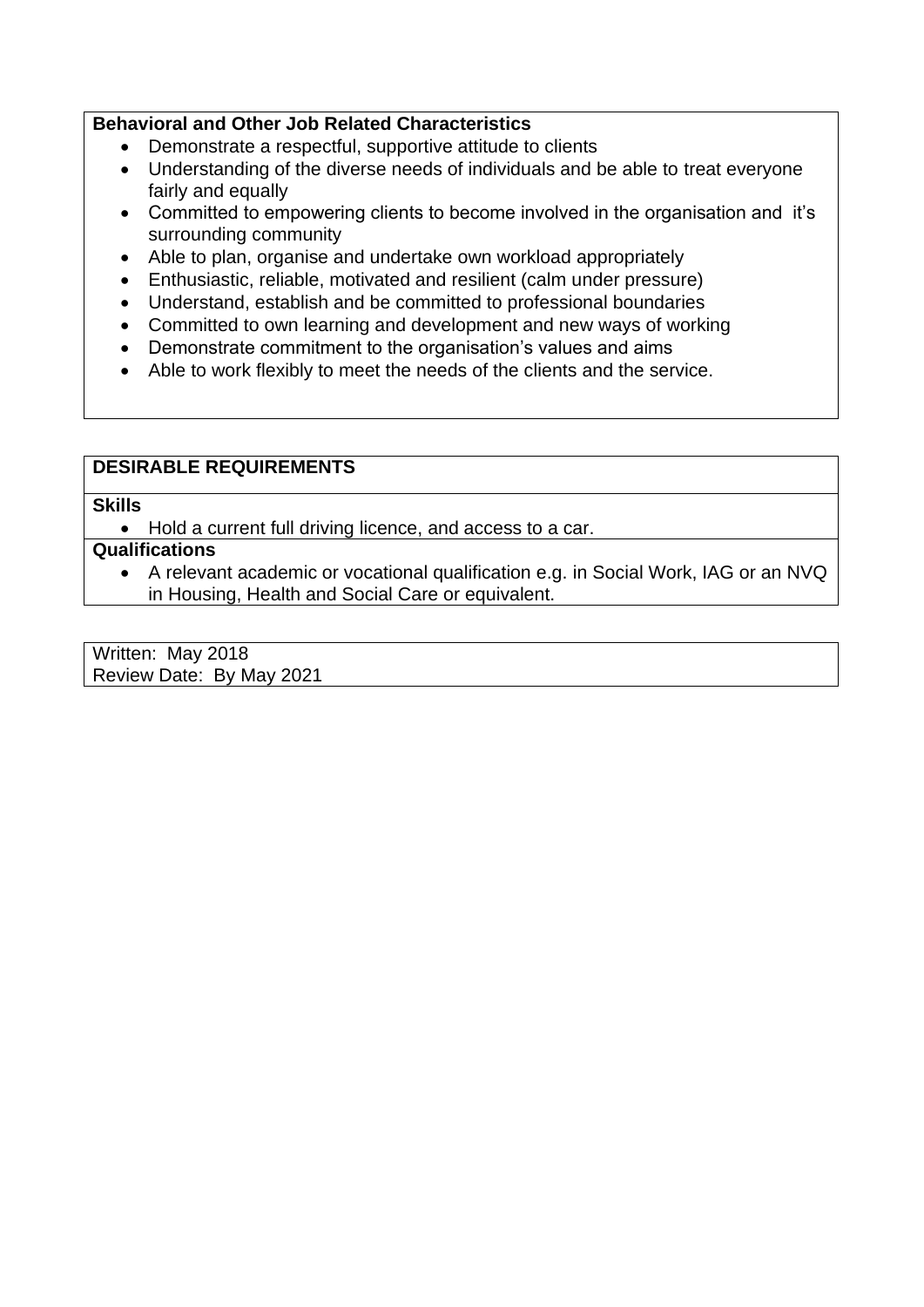**Behavioral and Other Job Related Characteristics**

- Demonstrate a respectful, supportive attitude to clients
- Understanding of the diverse needs of individuals and be able to treat everyone fairly and equally
- Committed to empowering clients to become involved in the organisation and it's surrounding community
- Able to plan, organise and undertake own workload appropriately
- Enthusiastic, reliable, motivated and resilient (calm under pressure)
- Understand, establish and be committed to professional boundaries
- Committed to own learning and development and new ways of working
- Demonstrate commitment to the organisation's values and aims
- Able to work flexibly to meet the needs of the clients and the service.

**DESIRABLE REQUIREMENTS**

**Skills**

- Hold a current full driving licence, and access to a car.

**Qualifications**

- A relevant academic or vocational qualification e.g. in Social Work, IAG or an NVQ in Housing, Health and Social Care or equivalent.

Written: May 2018
Review Date: By May 2021